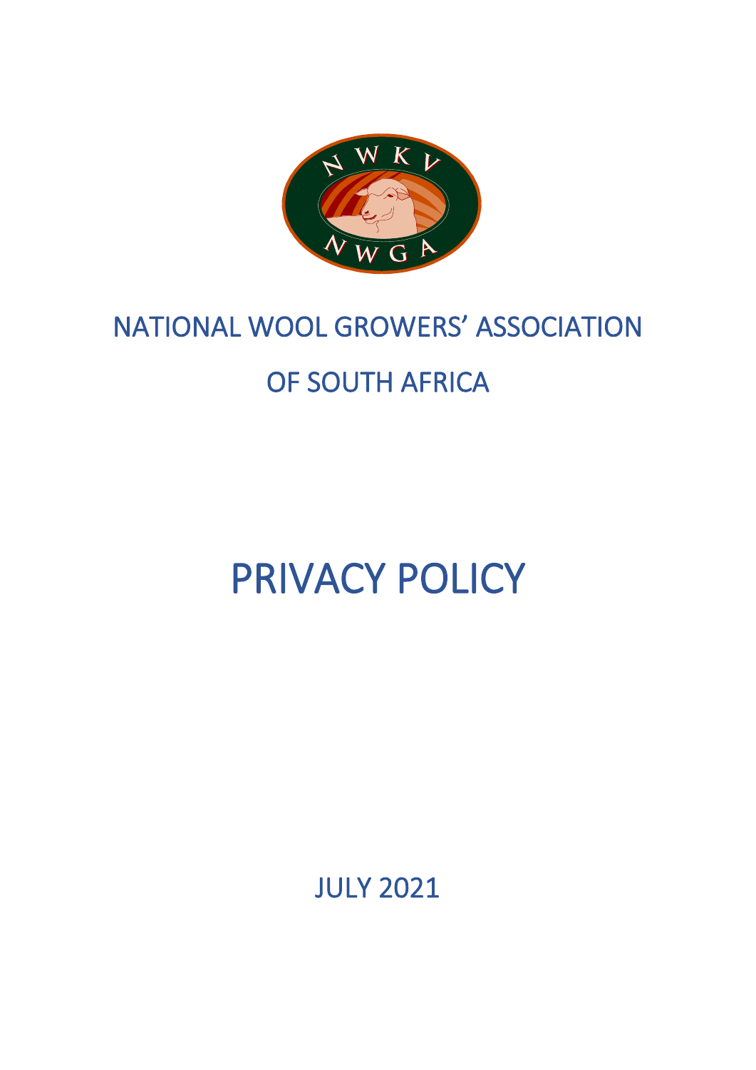# NATIONAL WOOL GROWERS' ASSOCIATION OF SOUTH AFRICA

# PRIVACY POLICY

JULY 2021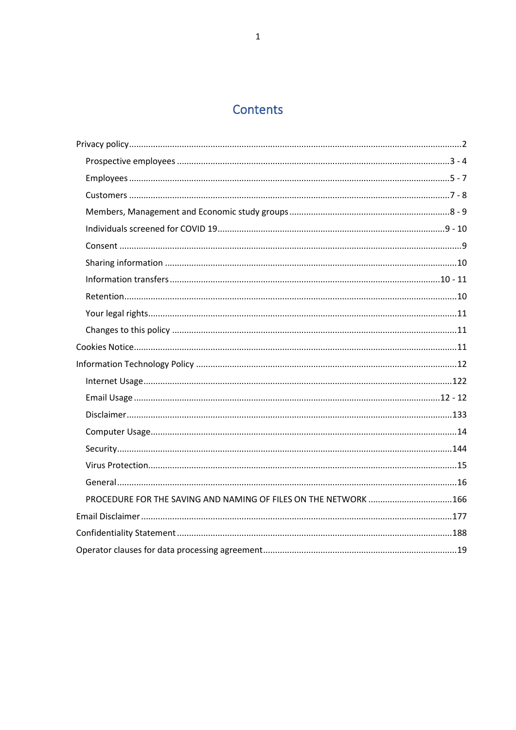# Contents

Privacy policy....................................................................................2

- Prospective employees ....................................................................3 - 4
- Employees .......................................................................................5 - 7
- Customers .......................................................................................7 - 8
- Members, Management and Economic study groups ...........................8 - 9
- Individuals screened for COVID 19 ....................................................9 - 10
- Consent ...........................................................................................9
- Sharing information ..........................................................................10
- Information transfers ........................................................................10 - 11
- Retention.........................................................................................10
- Your legal rights...............................................................................11
- Changes to this policy ......................................................................11

Cookies Notice.....................................................................................11

Information Technology Policy ..............................................................12

- Internet Usage..................................................................................122
- Email Usage ....................................................................................12 - 12
- Disclaimer.......................................................................................133
- Computer Usage...............................................................................14
- Security...........................................................................................144
- Virus Protection................................................................................15
- General............................................................................................16
- PROCEDURE FOR THE SAVING AND NAMING OF FILES ON THE NETWORK .........166

Email Disclaimer ..................................................................................177

Confidentiality Statement .....................................................................188

Operator clauses for data processing agreement......................................19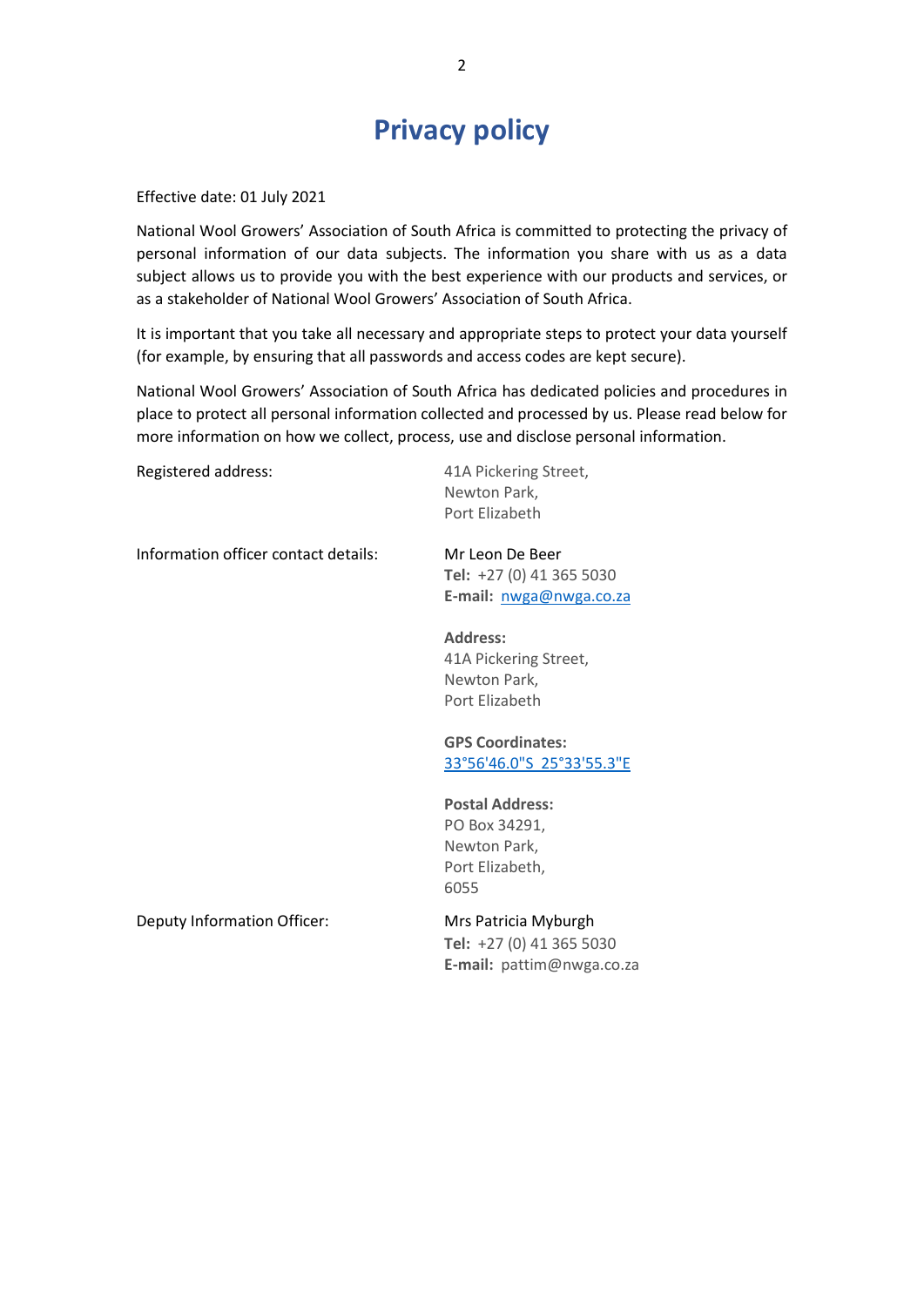# Privacy policy

Effective date: 01 July 2021

National Wool Growers' Association of South Africa is committed to protecting the privacy of personal information of our data subjects. The information you share with us as a data subject allows us to provide you with the best experience with our products and services, or as a stakeholder of National Wool Growers' Association of South Africa.

It is important that you take all necessary and appropriate steps to protect your data yourself (for example, by ensuring that all passwords and access codes are kept secure).

National Wool Growers' Association of South Africa has dedicated policies and procedures in place to protect all personal information collected and processed by us. Please read below for more information on how we collect, process, use and disclose personal information.

| | |
|---|---|
| Registered address: | 41A Pickering Street,<br>Newton Park,<br>Port Elizabeth |
| Information officer contact details: | Mr Leon De Beer<br>**Tel:** +27 (0) 41 365 5030<br>**E-mail:** nwga@nwga.co.za<br><br>**Address:**<br>41A Pickering Street,<br>Newton Park,<br>Port Elizabeth<br><br>**GPS Coordinates:**<br>33°56'46.0"S 25°33'55.3"E<br><br>**Postal Address:**<br>PO Box 34291,<br>Newton Park,<br>Port Elizabeth,<br>6055 |
| Deputy Information Officer: | Mrs Patricia Myburgh<br>**Tel:** +27 (0) 41 365 5030<br>**E-mail:** pattim@nwga.co.za |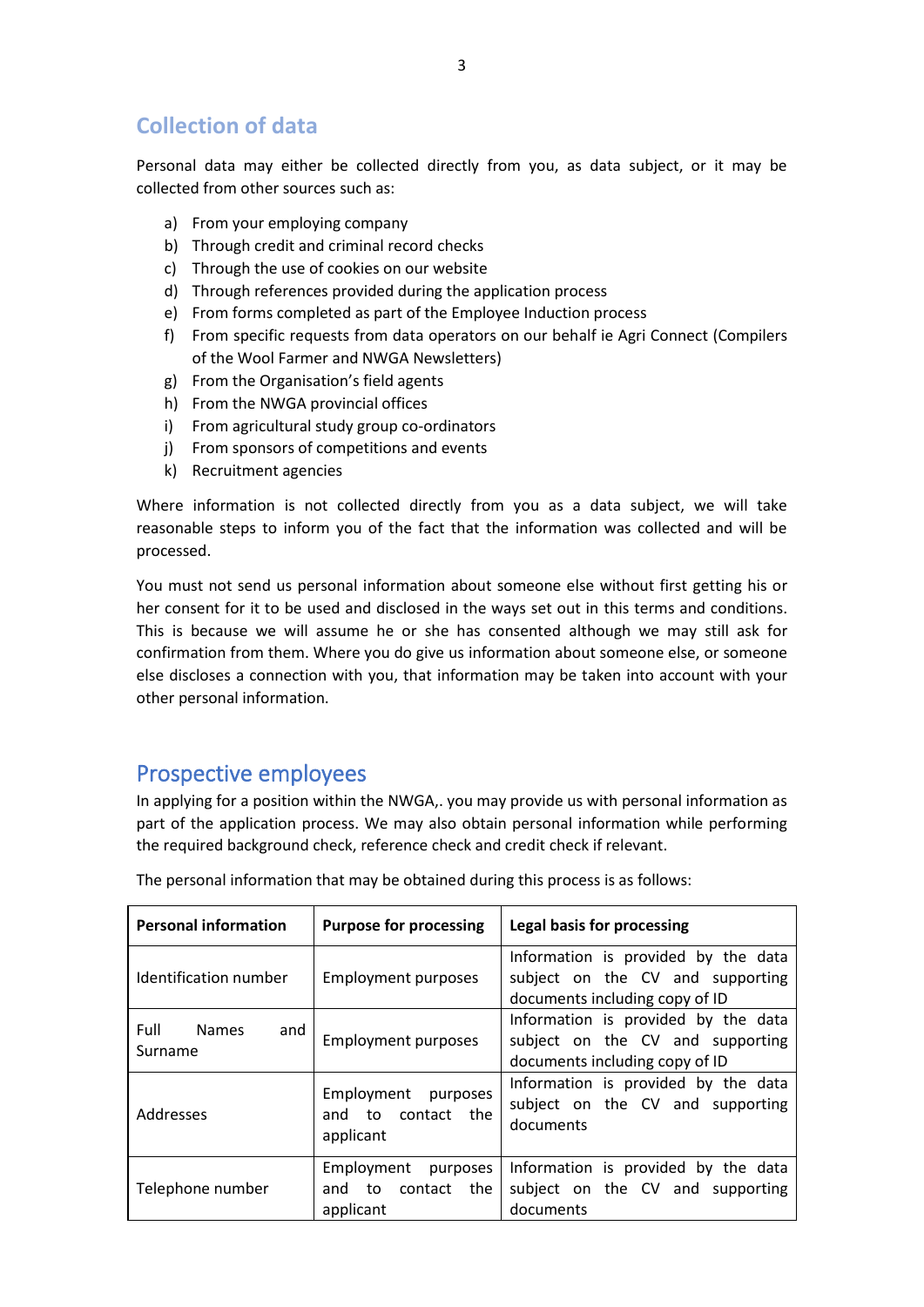## Collection of data

Personal data may either be collected directly from you, as data subject, or it may be collected from other sources such as:

a) From your employing company
b) Through credit and criminal record checks
c) Through the use of cookies on our website
d) Through references provided during the application process
e) From forms completed as part of the Employee Induction process
f) From specific requests from data operators on our behalf ie Agri Connect (Compilers of the Wool Farmer and NWGA Newsletters)
g) From the Organisation's field agents
h) From the NWGA provincial offices
i) From agricultural study group co-ordinators
j) From sponsors of competitions and events
k) Recruitment agencies

Where information is not collected directly from you as a data subject, we will take reasonable steps to inform you of the fact that the information was collected and will be processed.

You must not send us personal information about someone else without first getting his or her consent for it to be used and disclosed in the ways set out in this terms and conditions. This is because we will assume he or she has consented although we may still ask for confirmation from them. Where you do give us information about someone else, or someone else discloses a connection with you, that information may be taken into account with your other personal information.

## Prospective employees

In applying for a position within the NWGA,. you may provide us with personal information as part of the application process. We may also obtain personal information while performing the required background check, reference check and credit check if relevant.

The personal information that may be obtained during this process is as follows:

| Personal information | Purpose for processing | Legal basis for processing |
|---|---|---|
| Identification number | Employment purposes | Information is provided by the data subject on the CV and supporting documents including copy of ID |
| Full Names and Surname | Employment purposes | Information is provided by the data subject on the CV and supporting documents including copy of ID |
| Addresses | Employment purposes and to contact the applicant | Information is provided by the data subject on the CV and supporting documents |
| Telephone number | Employment purposes and to contact the applicant | Information is provided by the data subject on the CV and supporting documents |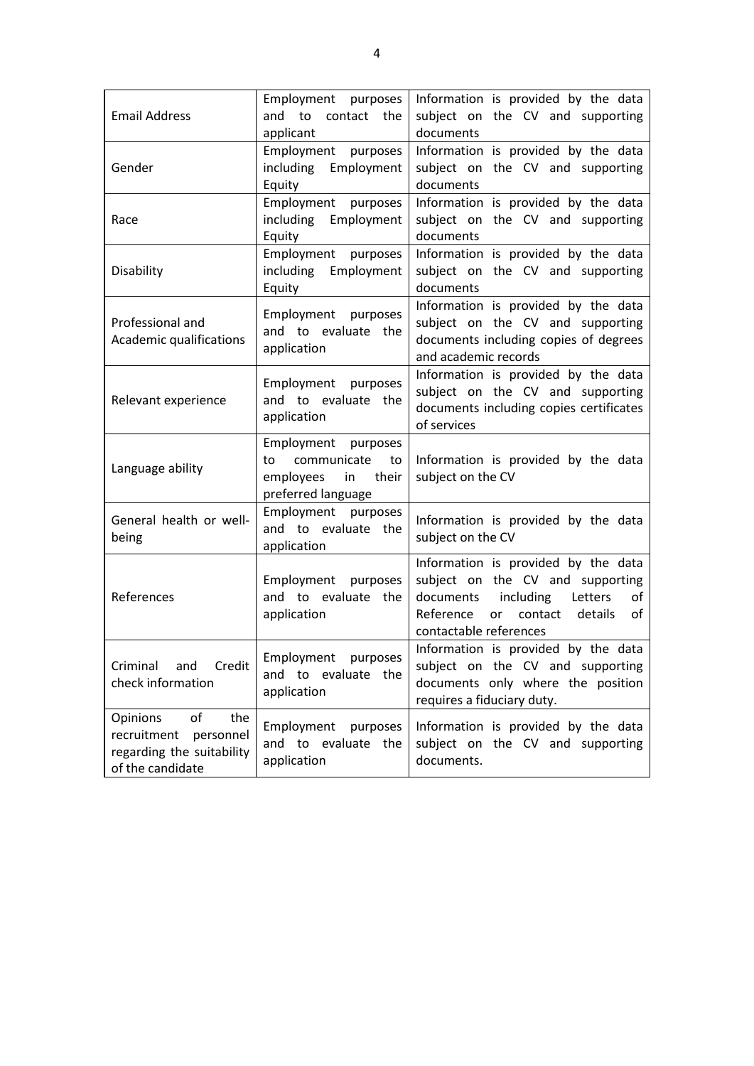| Email Address | Employment purposes and to contact the applicant | Information is provided by the data subject on the CV and supporting documents |
|---|---|---|
| Gender | Employment purposes including Employment Equity | Information is provided by the data subject on the CV and supporting documents |
| Race | Employment purposes including Employment Equity | Information is provided by the data subject on the CV and supporting documents |
| Disability | Employment purposes including Employment Equity | Information is provided by the data subject on the CV and supporting documents |
| Professional and Academic qualifications | Employment purposes and to evaluate the application | Information is provided by the data subject on the CV and supporting documents including copies of degrees and academic records |
| Relevant experience | Employment purposes and to evaluate the application | Information is provided by the data subject on the CV and supporting documents including copies certificates of services |
| Language ability | Employment purposes to communicate to employees in their preferred language | Information is provided by the data subject on the CV |
| General health or well-being | Employment purposes and to evaluate the application | Information is provided by the data subject on the CV |
| References | Employment purposes and to evaluate the application | Information is provided by the data subject on the CV and supporting documents including Letters of Reference or contact details of contactable references |
| Criminal and Credit check information | Employment purposes and to evaluate the application | Information is provided by the data subject on the CV and supporting documents only where the position requires a fiduciary duty. |
| Opinions of the recruitment personnel regarding the suitability of the candidate | Employment purposes and to evaluate the application | Information is provided by the data subject on the CV and supporting documents. |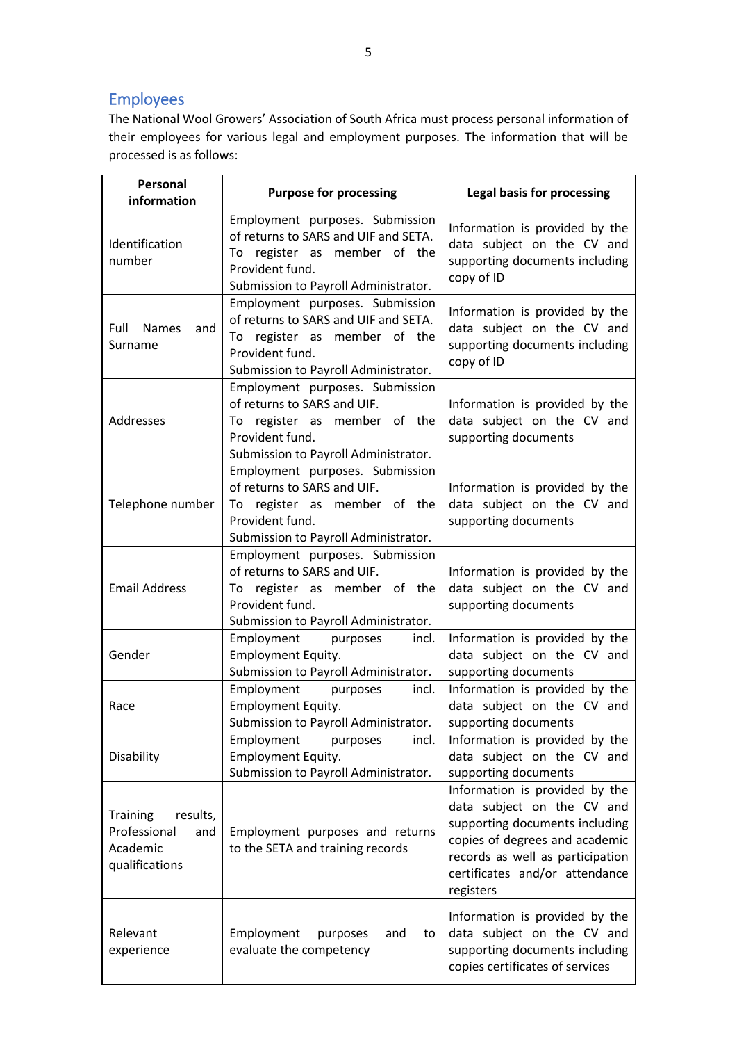## Employees

The National Wool Growers' Association of South Africa must process personal information of their employees for various legal and employment purposes. The information that will be processed is as follows:

| Personal information | Purpose for processing | Legal basis for processing |
|---|---|---|
| Identification number | Employment purposes. Submission of returns to SARS and UIF and SETA. To register as member of the Provident fund. Submission to Payroll Administrator. | Information is provided by the data subject on the CV and supporting documents including copy of ID |
| Full Names and Surname | Employment purposes. Submission of returns to SARS and UIF and SETA. To register as member of the Provident fund. Submission to Payroll Administrator. | Information is provided by the data subject on the CV and supporting documents including copy of ID |
| Addresses | Employment purposes. Submission of returns to SARS and UIF. To register as member of the Provident fund. Submission to Payroll Administrator. | Information is provided by the data subject on the CV and supporting documents |
| Telephone number | Employment purposes. Submission of returns to SARS and UIF. To register as member of the Provident fund. Submission to Payroll Administrator. | Information is provided by the data subject on the CV and supporting documents |
| Email Address | Employment purposes. Submission of returns to SARS and UIF. To register as member of the Provident fund. Submission to Payroll Administrator. | Information is provided by the data subject on the CV and supporting documents |
| Gender | Employment purposes incl. Employment Equity. Submission to Payroll Administrator. | Information is provided by the data subject on the CV and supporting documents |
| Race | Employment purposes incl. Employment Equity. Submission to Payroll Administrator. | Information is provided by the data subject on the CV and supporting documents |
| Disability | Employment purposes incl. Employment Equity. Submission to Payroll Administrator. | Information is provided by the data subject on the CV and supporting documents |
| Training results, Professional and Academic qualifications | Employment purposes and returns to the SETA and training records | Information is provided by the data subject on the CV and supporting documents including copies of degrees and academic records as well as participation certificates and/or attendance registers |
| Relevant experience | Employment purposes and to evaluate the competency | Information is provided by the data subject on the CV and supporting documents including copies certificates of services |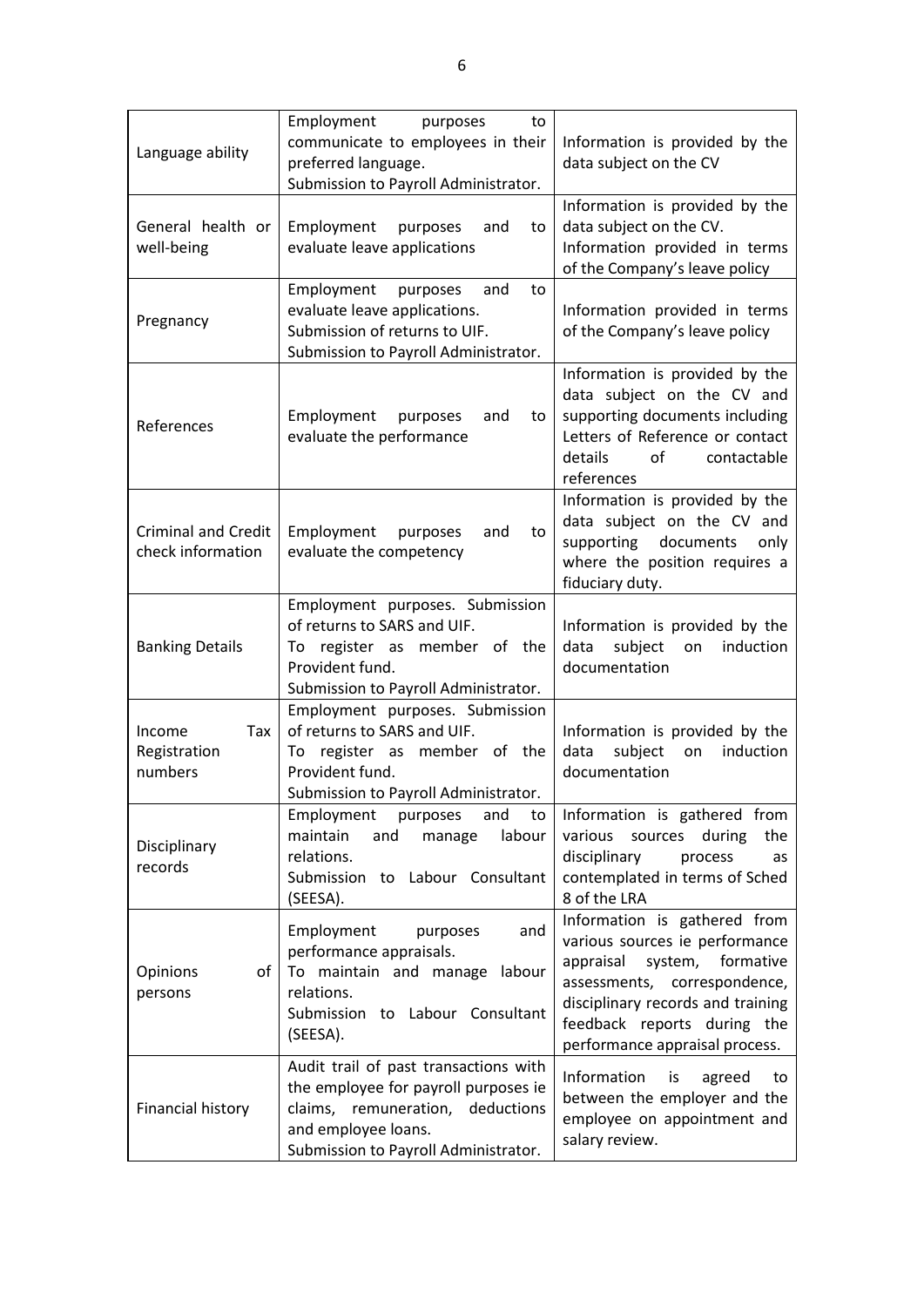| Language ability | Employment purposes to communicate to employees in their preferred language. Submission to Payroll Administrator. | Information is provided by the data subject on the CV |
|---|---|---|
| General health or well-being | Employment purposes and to evaluate leave applications | Information is provided by the data subject on the CV. Information provided in terms of the Company's leave policy |
| Pregnancy | Employment purposes and to evaluate leave applications. Submission of returns to UIF. Submission to Payroll Administrator. | Information provided in terms of the Company's leave policy |
| References | Employment purposes and to evaluate the performance | Information is provided by the data subject on the CV and supporting documents including Letters of Reference or contact details of contactable references |
| Criminal and Credit check information | Employment purposes and to evaluate the competency | Information is provided by the data subject on the CV and supporting documents only where the position requires a fiduciary duty. |
| Banking Details | Employment purposes. Submission of returns to SARS and UIF. To register as member of the Provident fund. Submission to Payroll Administrator. | Information is provided by the data subject on induction documentation |
| Income Tax Registration numbers | Employment purposes. Submission of returns to SARS and UIF. To register as member of the Provident fund. Submission to Payroll Administrator. | Information is provided by the data subject on induction documentation |
| Disciplinary records | Employment purposes and to maintain and manage labour relations. Submission to Labour Consultant (SEESA). | Information is gathered from various sources during the disciplinary process as contemplated in terms of Sched 8 of the LRA |
| Opinions of persons | Employment purposes and performance appraisals. To maintain and manage labour relations. Submission to Labour Consultant (SEESA). | Information is gathered from various sources ie performance appraisal system, formative assessments, correspondence, disciplinary records and training feedback reports during the performance appraisal process. |
| Financial history | Audit trail of past transactions with the employee for payroll purposes ie claims, remuneration, deductions and employee loans. Submission to Payroll Administrator. | Information is agreed to between the employer and the employee on appointment and salary review. |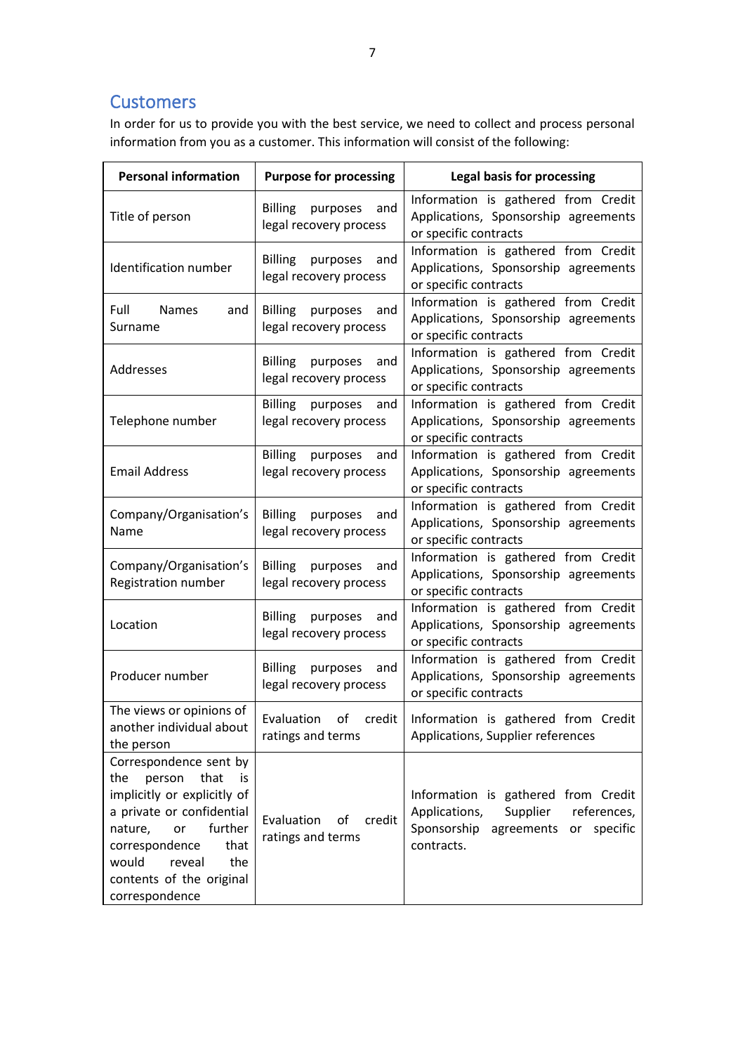## Customers

In order for us to provide you with the best service, we need to collect and process personal information from you as a customer. This information will consist of the following:

| Personal information | Purpose for processing | Legal basis for processing |
|---|---|---|
| Title of person | Billing purposes and legal recovery process | Information is gathered from Credit Applications, Sponsorship agreements or specific contracts |
| Identification number | Billing purposes and legal recovery process | Information is gathered from Credit Applications, Sponsorship agreements or specific contracts |
| Full Names and Surname | Billing purposes and legal recovery process | Information is gathered from Credit Applications, Sponsorship agreements or specific contracts |
| Addresses | Billing purposes and legal recovery process | Information is gathered from Credit Applications, Sponsorship agreements or specific contracts |
| Telephone number | Billing purposes and legal recovery process | Information is gathered from Credit Applications, Sponsorship agreements or specific contracts |
| Email Address | Billing purposes and legal recovery process | Information is gathered from Credit Applications, Sponsorship agreements or specific contracts |
| Company/Organisation's Name | Billing purposes and legal recovery process | Information is gathered from Credit Applications, Sponsorship agreements or specific contracts |
| Company/Organisation's Registration number | Billing purposes and legal recovery process | Information is gathered from Credit Applications, Sponsorship agreements or specific contracts |
| Location | Billing purposes and legal recovery process | Information is gathered from Credit Applications, Sponsorship agreements or specific contracts |
| Producer number | Billing purposes and legal recovery process | Information is gathered from Credit Applications, Sponsorship agreements or specific contracts |
| The views or opinions of another individual about the person | Evaluation of credit ratings and terms | Information is gathered from Credit Applications, Supplier references |
| Correspondence sent by the person that is implicitly or explicitly of a private or confidential nature, or further correspondence that would reveal the contents of the original correspondence | Evaluation of credit ratings and terms | Information is gathered from Credit Applications, Supplier references, Sponsorship agreements or specific contracts. |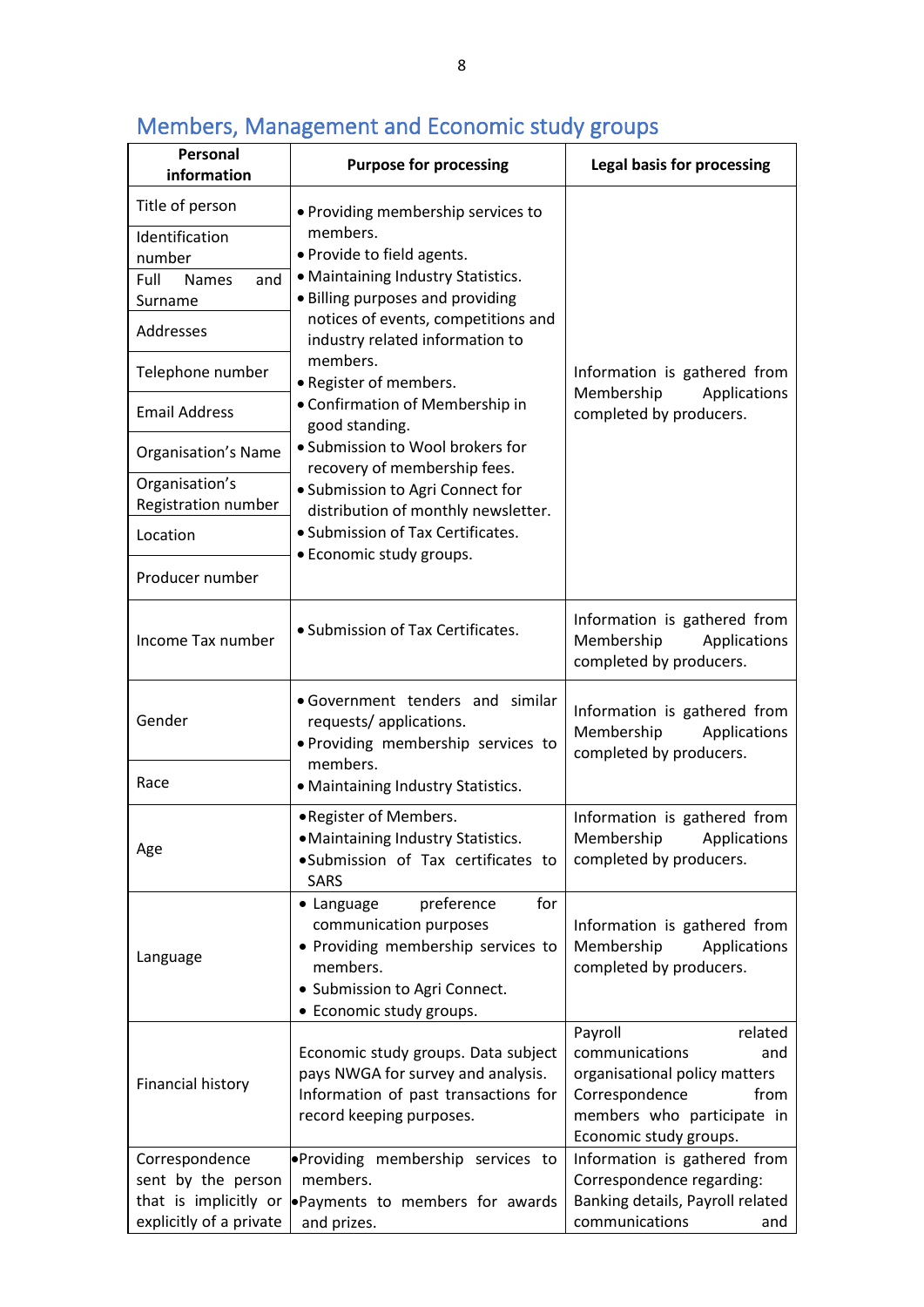## Members, Management and Economic study groups

| Personal information | Purpose for processing | Legal basis for processing |
|---|---|---|
| Title of person<br>Identification number<br>Full Names and Surname<br>Addresses<br>Telephone number<br>Email Address<br>Organisation's Name<br>Organisation's Registration number<br>Location<br>Producer number | • Providing membership services to members.<br>• Provide to field agents.<br>• Maintaining Industry Statistics.<br>• Billing purposes and providing notices of events, competitions and industry related information to members.<br>• Register of members.<br>• Confirmation of Membership in good standing.<br>• Submission to Wool brokers for recovery of membership fees.<br>• Submission to Agri Connect for distribution of monthly newsletter.<br>• Submission of Tax Certificates.<br>• Economic study groups. | Information is gathered from Membership Applications completed by producers. |
| Income Tax number | • Submission of Tax Certificates. | Information is gathered from Membership Applications completed by producers. |
| Gender<br>Race | • Government tenders and similar requests/ applications.<br>• Providing membership services to members.<br>• Maintaining Industry Statistics. | Information is gathered from Membership Applications completed by producers. |
| Age | • Register of Members.<br>• Maintaining Industry Statistics.<br>• Submission of Tax certificates to SARS | Information is gathered from Membership Applications completed by producers. |
| Language | • Language preference for communication purposes<br>• Providing membership services to members.<br>• Submission to Agri Connect.<br>• Economic study groups. | Information is gathered from Membership Applications completed by producers. |
| Financial history | Economic study groups. Data subject pays NWGA for survey and analysis. Information of past transactions for record keeping purposes. | Payroll related communications and organisational policy matters Correspondence from members who participate in Economic study groups. |
| Correspondence sent by the person that is implicitly or explicitly of a private | • Providing membership services to members.<br>• Payments to members for awards and prizes. | Information is gathered from Correspondence regarding: Banking details, Payroll related communications and |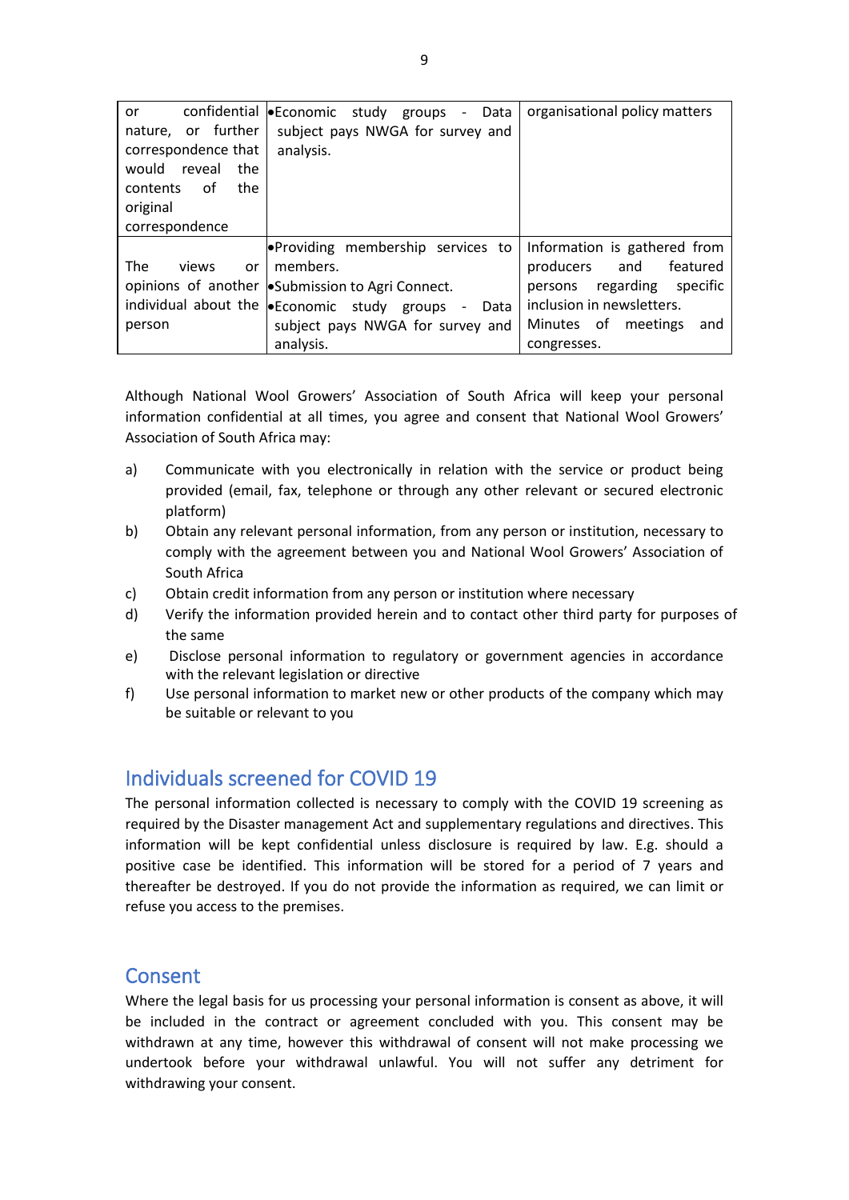| | | |
|---|---|---|
| or confidential nature, or further correspondence that would reveal the contents of the original correspondence | •Economic study groups - Data subject pays NWGA for survey and analysis. | organisational policy matters |
| The views or opinions of another individual about the person | •Providing membership services to members.<br>•Submission to Agri Connect.<br>•Economic study groups - Data subject pays NWGA for survey and analysis. | Information is gathered from producers and featured persons regarding specific inclusion in newsletters.<br>Minutes of meetings and congresses. |

Although National Wool Growers' Association of South Africa will keep your personal information confidential at all times, you agree and consent that National Wool Growers' Association of South Africa may:

a) Communicate with you electronically in relation with the service or product being provided (email, fax, telephone or through any other relevant or secured electronic platform)
b) Obtain any relevant personal information, from any person or institution, necessary to comply with the agreement between you and National Wool Growers' Association of South Africa
c) Obtain credit information from any person or institution where necessary
d) Verify the information provided herein and to contact other third party for purposes of the same
e) Disclose personal information to regulatory or government agencies in accordance with the relevant legislation or directive
f) Use personal information to market new or other products of the company which may be suitable or relevant to you

## Individuals screened for COVID 19

The personal information collected is necessary to comply with the COVID 19 screening as required by the Disaster management Act and supplementary regulations and directives. This information will be kept confidential unless disclosure is required by law. E.g. should a positive case be identified. This information will be stored for a period of 7 years and thereafter be destroyed. If you do not provide the information as required, we can limit or refuse you access to the premises.

## Consent

Where the legal basis for us processing your personal information is consent as above, it will be included in the contract or agreement concluded with you. This consent may be withdrawn at any time, however this withdrawal of consent will not make processing we undertook before your withdrawal unlawful. You will not suffer any detriment for withdrawing your consent.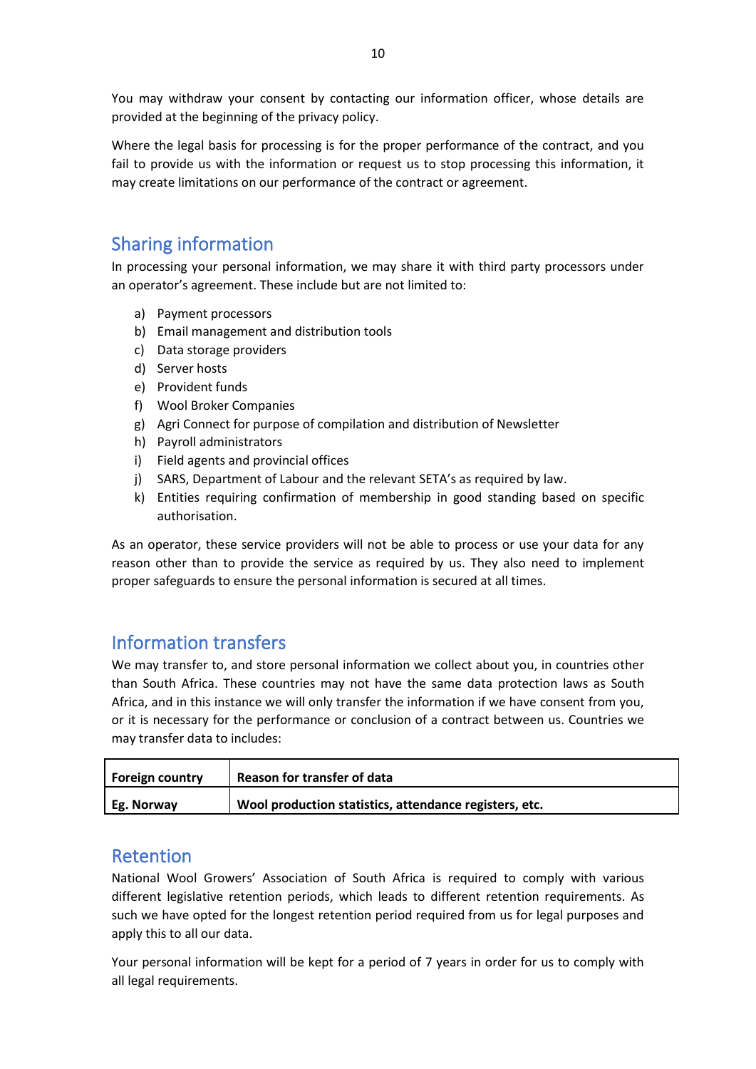You may withdraw your consent by contacting our information officer, whose details are provided at the beginning of the privacy policy.

Where the legal basis for processing is for the proper performance of the contract, and you fail to provide us with the information or request us to stop processing this information, it may create limitations on our performance of the contract or agreement.

## Sharing information

In processing your personal information, we may share it with third party processors under an operator's agreement. These include but are not limited to:

a) Payment processors
b) Email management and distribution tools
c) Data storage providers
d) Server hosts
e) Provident funds
f) Wool Broker Companies
g) Agri Connect for purpose of compilation and distribution of Newsletter
h) Payroll administrators
i) Field agents and provincial offices
j) SARS, Department of Labour and the relevant SETA's as required by law.
k) Entities requiring confirmation of membership in good standing based on specific authorisation.

As an operator, these service providers will not be able to process or use your data for any reason other than to provide the service as required by us. They also need to implement proper safeguards to ensure the personal information is secured at all times.

## Information transfers

We may transfer to, and store personal information we collect about you, in countries other than South Africa. These countries may not have the same data protection laws as South Africa, and in this instance we will only transfer the information if we have consent from you, or it is necessary for the performance or conclusion of a contract between us. Countries we may transfer data to includes:

| Foreign country | Reason for transfer of data |
|---|---|
| **Eg. Norway** | **Wool production statistics, attendance registers, etc.** |

## Retention

National Wool Growers' Association of South Africa is required to comply with various different legislative retention periods, which leads to different retention requirements. As such we have opted for the longest retention period required from us for legal purposes and apply this to all our data.

Your personal information will be kept for a period of 7 years in order for us to comply with all legal requirements.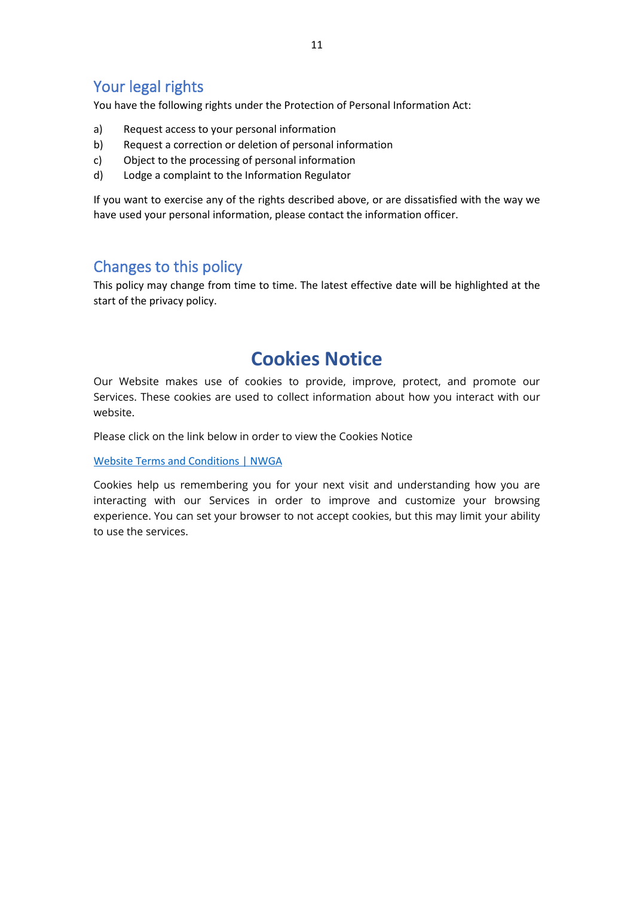## Your legal rights

You have the following rights under the Protection of Personal Information Act:

a) Request access to your personal information
b) Request a correction or deletion of personal information
c) Object to the processing of personal information
d) Lodge a complaint to the Information Regulator

If you want to exercise any of the rights described above, or are dissatisfied with the way we have used your personal information, please contact the information officer.

## Changes to this policy

This policy may change from time to time. The latest effective date will be highlighted at the start of the privacy policy.

# Cookies Notice

Our Website makes use of cookies to provide, improve, protect, and promote our Services. These cookies are used to collect information about how you interact with our website.

Please click on the link below in order to view the Cookies Notice

Website Terms and Conditions | NWGA

Cookies help us remembering you for your next visit and understanding how you are interacting with our Services in order to improve and customize your browsing experience. You can set your browser to not accept cookies, but this may limit your ability to use the services.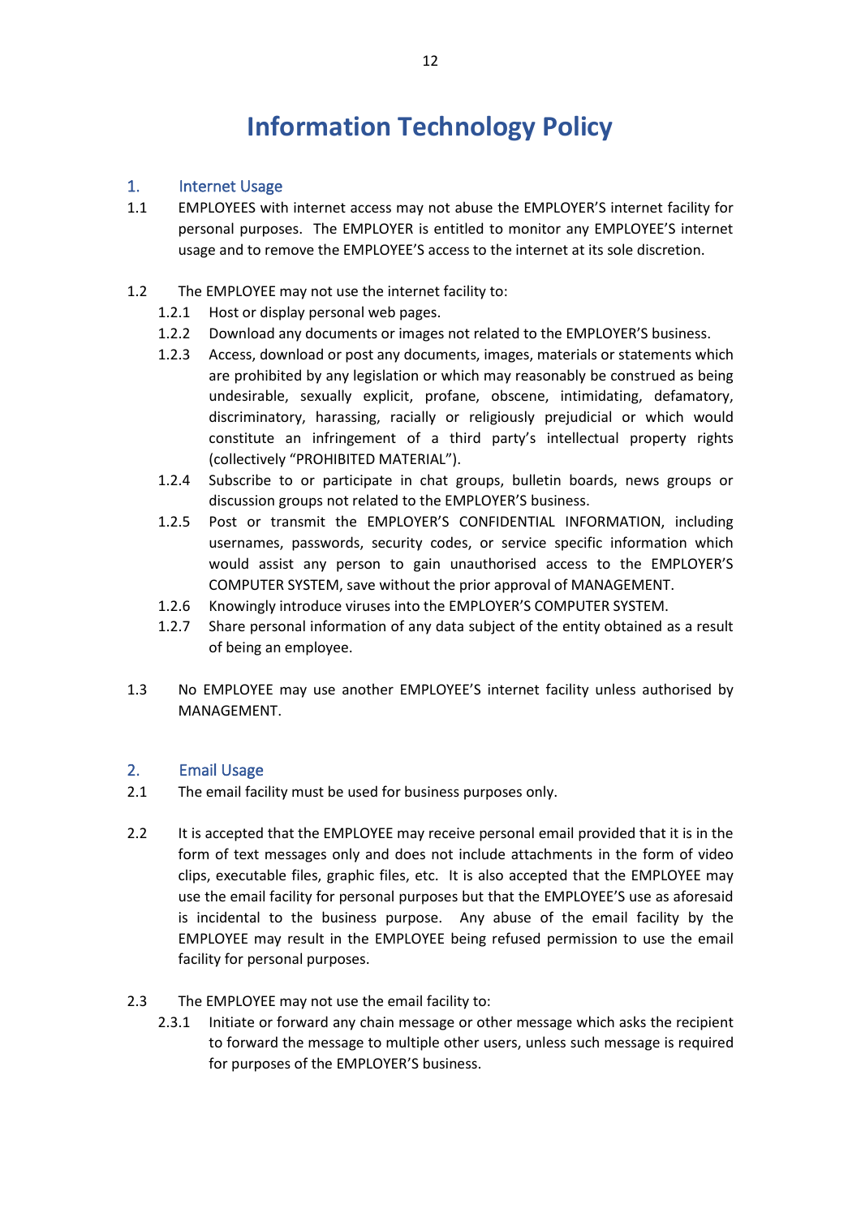# Information Technology Policy

## 1. Internet Usage

1.1 EMPLOYEES with internet access may not abuse the EMPLOYER'S internet facility for personal purposes. The EMPLOYER is entitled to monitor any EMPLOYEE'S internet usage and to remove the EMPLOYEE'S access to the internet at its sole discretion.

1.2 The EMPLOYEE may not use the internet facility to:

- 1.2.1 Host or display personal web pages.
- 1.2.2 Download any documents or images not related to the EMPLOYER'S business.
- 1.2.3 Access, download or post any documents, images, materials or statements which are prohibited by any legislation or which may reasonably be construed as being undesirable, sexually explicit, profane, obscene, intimidating, defamatory, discriminatory, harassing, racially or religiously prejudicial or which would constitute an infringement of a third party's intellectual property rights (collectively "PROHIBITED MATERIAL").
- 1.2.4 Subscribe to or participate in chat groups, bulletin boards, news groups or discussion groups not related to the EMPLOYER'S business.
- 1.2.5 Post or transmit the EMPLOYER'S CONFIDENTIAL INFORMATION, including usernames, passwords, security codes, or service specific information which would assist any person to gain unauthorised access to the EMPLOYER'S COMPUTER SYSTEM, save without the prior approval of MANAGEMENT.
- 1.2.6 Knowingly introduce viruses into the EMPLOYER'S COMPUTER SYSTEM.
- 1.2.7 Share personal information of any data subject of the entity obtained as a result of being an employee.

1.3 No EMPLOYEE may use another EMPLOYEE'S internet facility unless authorised by MANAGEMENT.

## 2. Email Usage

2.1 The email facility must be used for business purposes only.

2.2 It is accepted that the EMPLOYEE may receive personal email provided that it is in the form of text messages only and does not include attachments in the form of video clips, executable files, graphic files, etc. It is also accepted that the EMPLOYEE may use the email facility for personal purposes but that the EMPLOYEE'S use as aforesaid is incidental to the business purpose. Any abuse of the email facility by the EMPLOYEE may result in the EMPLOYEE being refused permission to use the email facility for personal purposes.

2.3 The EMPLOYEE may not use the email facility to:

- 2.3.1 Initiate or forward any chain message or other message which asks the recipient to forward the message to multiple other users, unless such message is required for purposes of the EMPLOYER'S business.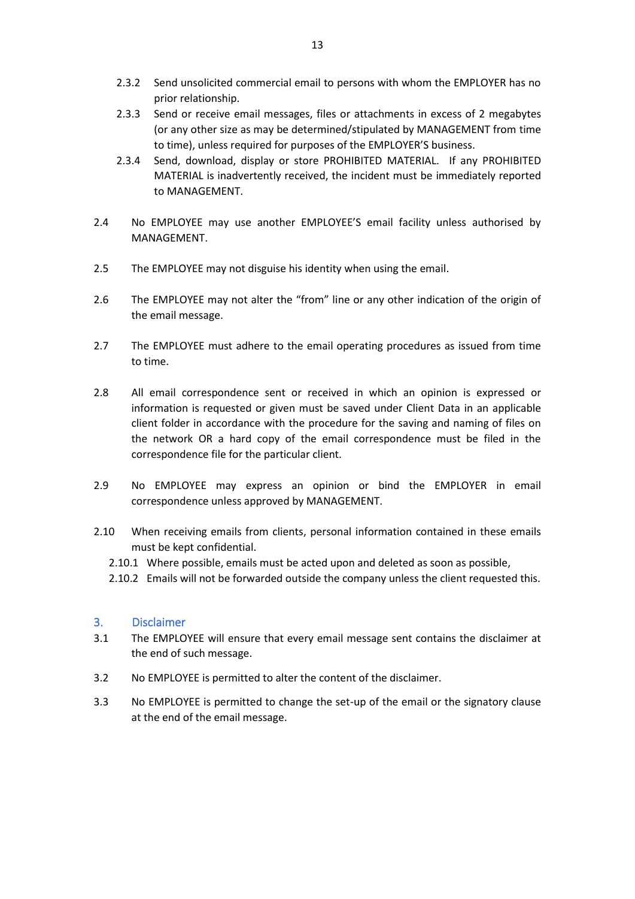2.3.2 Send unsolicited commercial email to persons with whom the EMPLOYER has no prior relationship.

2.3.3 Send or receive email messages, files or attachments in excess of 2 megabytes (or any other size as may be determined/stipulated by MANAGEMENT from time to time), unless required for purposes of the EMPLOYER'S business.

2.3.4 Send, download, display or store PROHIBITED MATERIAL. If any PROHIBITED MATERIAL is inadvertently received, the incident must be immediately reported to MANAGEMENT.

2.4 No EMPLOYEE may use another EMPLOYEE'S email facility unless authorised by MANAGEMENT.

2.5 The EMPLOYEE may not disguise his identity when using the email.

2.6 The EMPLOYEE may not alter the "from" line or any other indication of the origin of the email message.

2.7 The EMPLOYEE must adhere to the email operating procedures as issued from time to time.

2.8 All email correspondence sent or received in which an opinion is expressed or information is requested or given must be saved under Client Data in an applicable client folder in accordance with the procedure for the saving and naming of files on the network OR a hard copy of the email correspondence must be filed in the correspondence file for the particular client.

2.9 No EMPLOYEE may express an opinion or bind the EMPLOYER in email correspondence unless approved by MANAGEMENT.

2.10 When receiving emails from clients, personal information contained in these emails must be kept confidential.

2.10.1 Where possible, emails must be acted upon and deleted as soon as possible,

2.10.2 Emails will not be forwarded outside the company unless the client requested this.

## 3. Disclaimer

3.1 The EMPLOYEE will ensure that every email message sent contains the disclaimer at the end of such message.

3.2 No EMPLOYEE is permitted to alter the content of the disclaimer.

3.3 No EMPLOYEE is permitted to change the set-up of the email or the signatory clause at the end of the email message.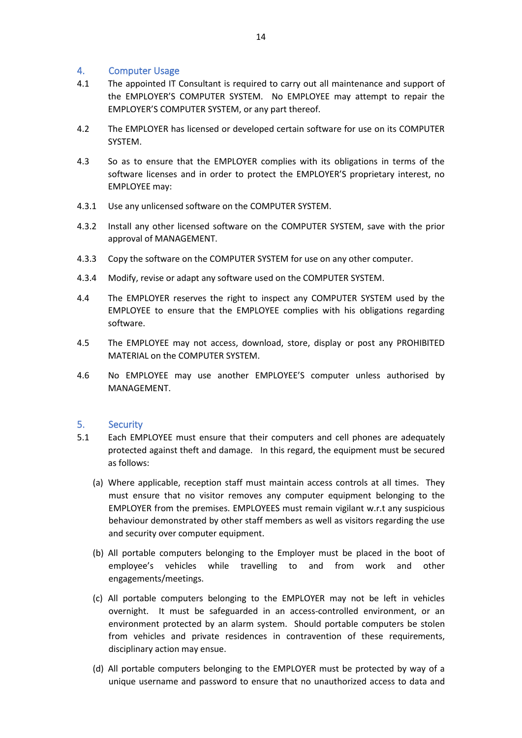## 4. Computer Usage

4.1 The appointed IT Consultant is required to carry out all maintenance and support of the EMPLOYER'S COMPUTER SYSTEM. No EMPLOYEE may attempt to repair the EMPLOYER'S COMPUTER SYSTEM, or any part thereof.

4.2 The EMPLOYER has licensed or developed certain software for use on its COMPUTER SYSTEM.

4.3 So as to ensure that the EMPLOYER complies with its obligations in terms of the software licenses and in order to protect the EMPLOYER'S proprietary interest, no EMPLOYEE may:

4.3.1 Use any unlicensed software on the COMPUTER SYSTEM.

4.3.2 Install any other licensed software on the COMPUTER SYSTEM, save with the prior approval of MANAGEMENT.

4.3.3 Copy the software on the COMPUTER SYSTEM for use on any other computer.

4.3.4 Modify, revise or adapt any software used on the COMPUTER SYSTEM.

4.4 The EMPLOYER reserves the right to inspect any COMPUTER SYSTEM used by the EMPLOYEE to ensure that the EMPLOYEE complies with his obligations regarding software.

4.5 The EMPLOYEE may not access, download, store, display or post any PROHIBITED MATERIAL on the COMPUTER SYSTEM.

4.6 No EMPLOYEE may use another EMPLOYEE'S computer unless authorised by MANAGEMENT.

## 5. Security

5.1 Each EMPLOYEE must ensure that their computers and cell phones are adequately protected against theft and damage. In this regard, the equipment must be secured as follows:

(a) Where applicable, reception staff must maintain access controls at all times. They must ensure that no visitor removes any computer equipment belonging to the EMPLOYER from the premises. EMPLOYEES must remain vigilant w.r.t any suspicious behaviour demonstrated by other staff members as well as visitors regarding the use and security over computer equipment.

(b) All portable computers belonging to the Employer must be placed in the boot of employee's vehicles while travelling to and from work and other engagements/meetings.

(c) All portable computers belonging to the EMPLOYER may not be left in vehicles overnight. It must be safeguarded in an access-controlled environment, or an environment protected by an alarm system. Should portable computers be stolen from vehicles and private residences in contravention of these requirements, disciplinary action may ensue.

(d) All portable computers belonging to the EMPLOYER must be protected by way of a unique username and password to ensure that no unauthorized access to data and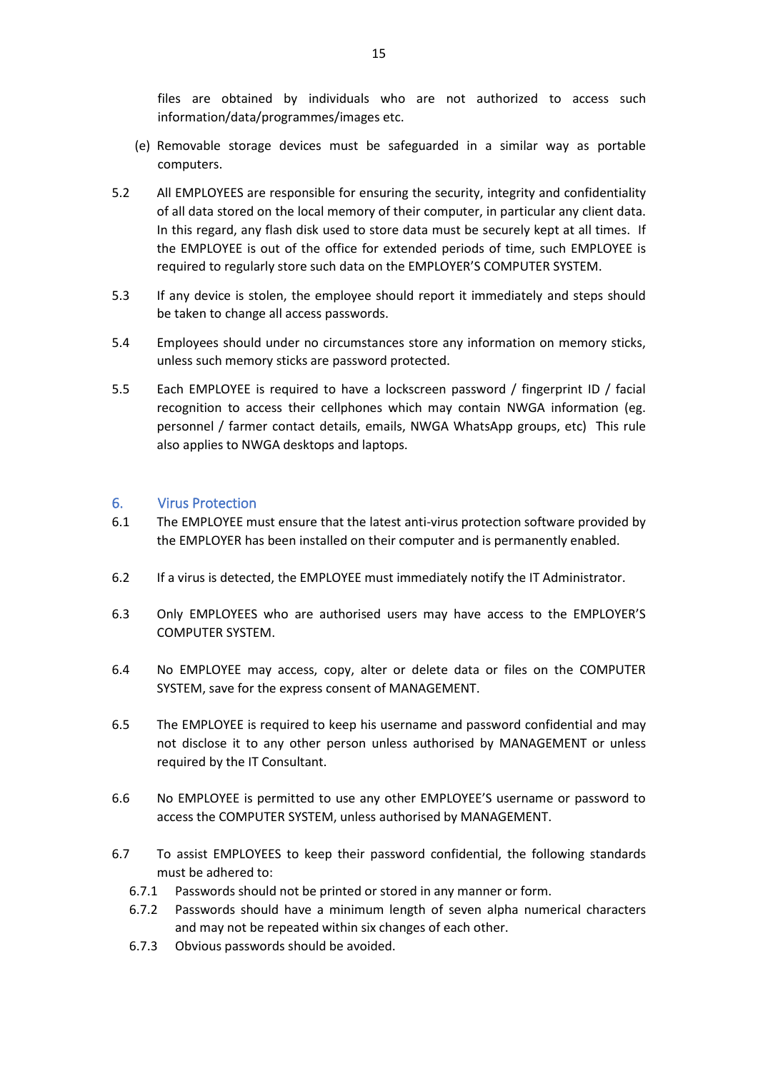files are obtained by individuals who are not authorized to access such information/data/programmes/images etc.

(e) Removable storage devices must be safeguarded in a similar way as portable computers.

5.2 All EMPLOYEES are responsible for ensuring the security, integrity and confidentiality of all data stored on the local memory of their computer, in particular any client data. In this regard, any flash disk used to store data must be securely kept at all times. If the EMPLOYEE is out of the office for extended periods of time, such EMPLOYEE is required to regularly store such data on the EMPLOYER'S COMPUTER SYSTEM.

5.3 If any device is stolen, the employee should report it immediately and steps should be taken to change all access passwords.

5.4 Employees should under no circumstances store any information on memory sticks, unless such memory sticks are password protected.

5.5 Each EMPLOYEE is required to have a lockscreen password / fingerprint ID / facial recognition to access their cellphones which may contain NWGA information (eg. personnel / farmer contact details, emails, NWGA WhatsApp groups, etc) This rule also applies to NWGA desktops and laptops.

## 6. Virus Protection

6.1 The EMPLOYEE must ensure that the latest anti-virus protection software provided by the EMPLOYER has been installed on their computer and is permanently enabled.

6.2 If a virus is detected, the EMPLOYEE must immediately notify the IT Administrator.

6.3 Only EMPLOYEES who are authorised users may have access to the EMPLOYER'S COMPUTER SYSTEM.

6.4 No EMPLOYEE may access, copy, alter or delete data or files on the COMPUTER SYSTEM, save for the express consent of MANAGEMENT.

6.5 The EMPLOYEE is required to keep his username and password confidential and may not disclose it to any other person unless authorised by MANAGEMENT or unless required by the IT Consultant.

6.6 No EMPLOYEE is permitted to use any other EMPLOYEE'S username or password to access the COMPUTER SYSTEM, unless authorised by MANAGEMENT.

6.7 To assist EMPLOYEES to keep their password confidential, the following standards must be adhered to:

6.7.1 Passwords should not be printed or stored in any manner or form.

6.7.2 Passwords should have a minimum length of seven alpha numerical characters and may not be repeated within six changes of each other.

6.7.3 Obvious passwords should be avoided.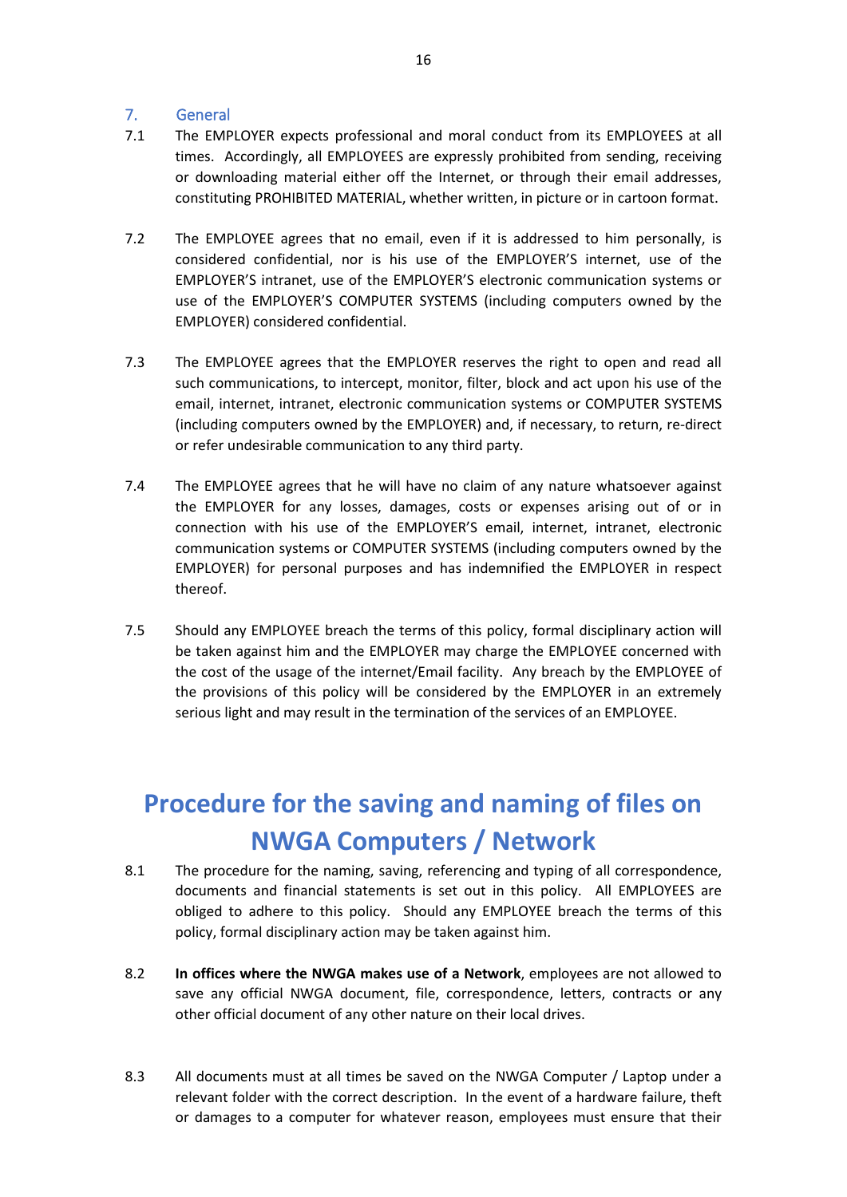## 7. General

7.1 The EMPLOYER expects professional and moral conduct from its EMPLOYEES at all times. Accordingly, all EMPLOYEES are expressly prohibited from sending, receiving or downloading material either off the Internet, or through their email addresses, constituting PROHIBITED MATERIAL, whether written, in picture or in cartoon format.

7.2 The EMPLOYEE agrees that no email, even if it is addressed to him personally, is considered confidential, nor is his use of the EMPLOYER'S internet, use of the EMPLOYER'S intranet, use of the EMPLOYER'S electronic communication systems or use of the EMPLOYER'S COMPUTER SYSTEMS (including computers owned by the EMPLOYER) considered confidential.

7.3 The EMPLOYEE agrees that the EMPLOYER reserves the right to open and read all such communications, to intercept, monitor, filter, block and act upon his use of the email, internet, intranet, electronic communication systems or COMPUTER SYSTEMS (including computers owned by the EMPLOYER) and, if necessary, to return, re-direct or refer undesirable communication to any third party.

7.4 The EMPLOYEE agrees that he will have no claim of any nature whatsoever against the EMPLOYER for any losses, damages, costs or expenses arising out of or in connection with his use of the EMPLOYER'S email, internet, intranet, electronic communication systems or COMPUTER SYSTEMS (including computers owned by the EMPLOYER) for personal purposes and has indemnified the EMPLOYER in respect thereof.

7.5 Should any EMPLOYEE breach the terms of this policy, formal disciplinary action will be taken against him and the EMPLOYER may charge the EMPLOYEE concerned with the cost of the usage of the internet/Email facility. Any breach by the EMPLOYEE of the provisions of this policy will be considered by the EMPLOYER in an extremely serious light and may result in the termination of the services of an EMPLOYEE.

# Procedure for the saving and naming of files on NWGA Computers / Network

8.1 The procedure for the naming, saving, referencing and typing of all correspondence, documents and financial statements is set out in this policy. All EMPLOYEES are obliged to adhere to this policy. Should any EMPLOYEE breach the terms of this policy, formal disciplinary action may be taken against him.

8.2 **In offices where the NWGA makes use of a Network**, employees are not allowed to save any official NWGA document, file, correspondence, letters, contracts or any other official document of any other nature on their local drives.

8.3 All documents must at all times be saved on the NWGA Computer / Laptop under a relevant folder with the correct description. In the event of a hardware failure, theft or damages to a computer for whatever reason, employees must ensure that their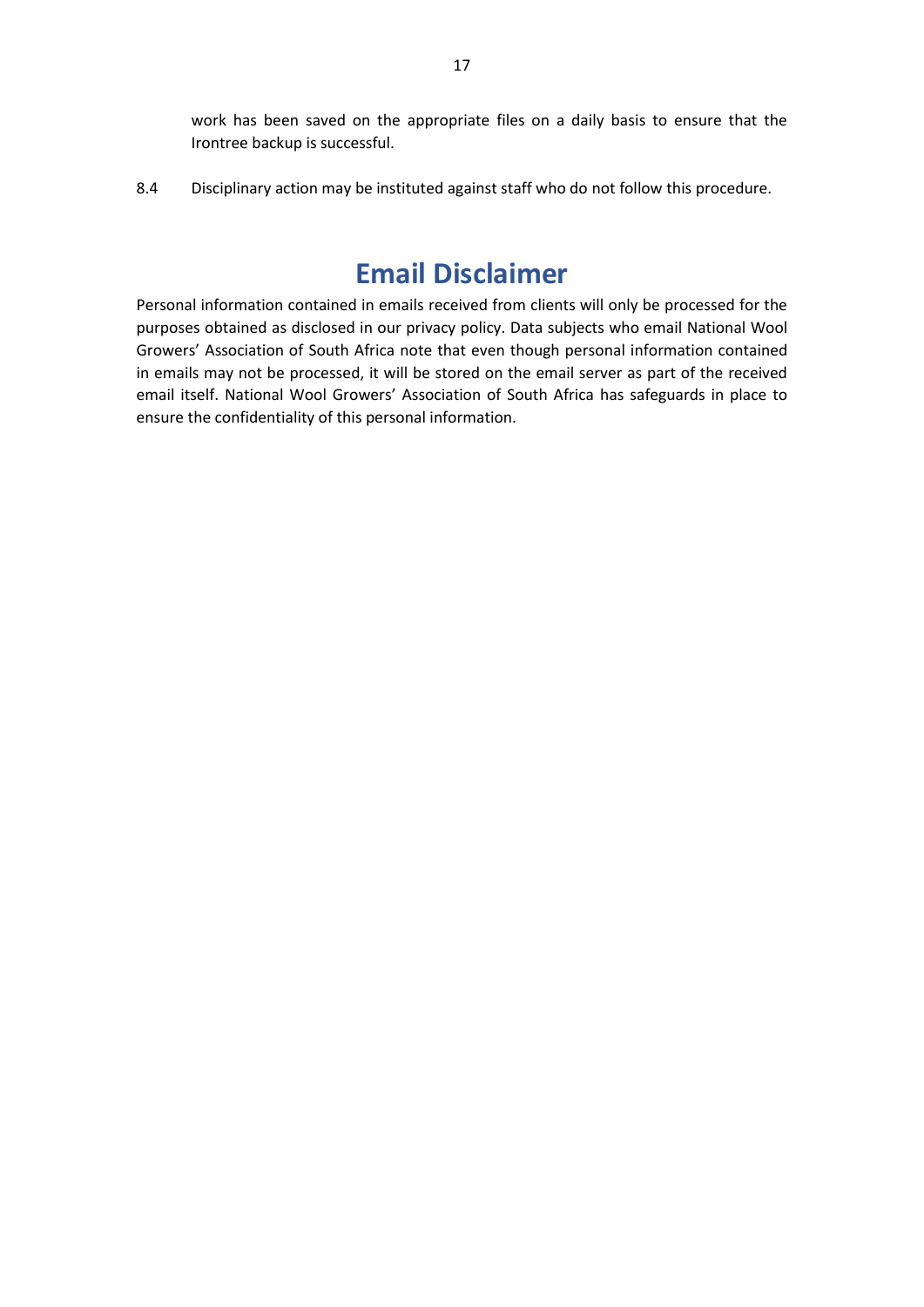work has been saved on the appropriate files on a daily basis to ensure that the Irontree backup is successful.

8.4 Disciplinary action may be instituted against staff who do not follow this procedure.

# Email Disclaimer

Personal information contained in emails received from clients will only be processed for the purposes obtained as disclosed in our privacy policy. Data subjects who email National Wool Growers' Association of South Africa note that even though personal information contained in emails may not be processed, it will be stored on the email server as part of the received email itself. National Wool Growers' Association of South Africa has safeguards in place to ensure the confidentiality of this personal information.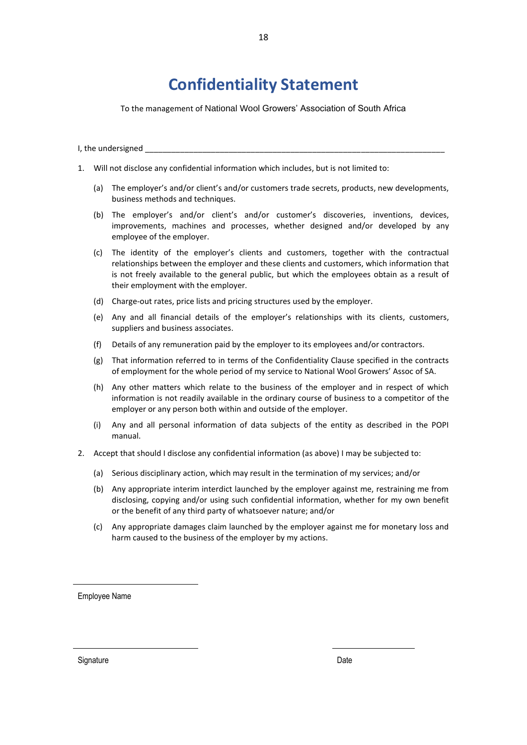# Confidentiality Statement

To the management of National Wool Growers' Association of South Africa

I, the undersigned ___________________________________________________________________

1. Will not disclose any confidential information which includes, but is not limited to:

   (a) The employer's and/or client's and/or customers trade secrets, products, new developments, business methods and techniques.

   (b) The employer's and/or client's and/or customer's discoveries, inventions, devices, improvements, machines and processes, whether designed and/or developed by any employee of the employer.

   (c) The identity of the employer's clients and customers, together with the contractual relationships between the employer and these clients and customers, which information that is not freely available to the general public, but which the employees obtain as a result of their employment with the employer.

   (d) Charge-out rates, price lists and pricing structures used by the employer.

   (e) Any and all financial details of the employer's relationships with its clients, customers, suppliers and business associates.

   (f) Details of any remuneration paid by the employer to its employees and/or contractors.

   (g) That information referred to in terms of the Confidentiality Clause specified in the contracts of employment for the whole period of my service to National Wool Growers' Assoc of SA.

   (h) Any other matters which relate to the business of the employer and in respect of which information is not readily available in the ordinary course of business to a competitor of the employer or any person both within and outside of the employer.

   (i) Any and all personal information of data subjects of the entity as described in the POPI manual.

2. Accept that should I disclose any confidential information (as above) I may be subjected to:

   (a) Serious disciplinary action, which may result in the termination of my services; and/or

   (b) Any appropriate interim interdict launched by the employer against me, restraining me from disclosing, copying and/or using such confidential information, whether for my own benefit or the benefit of any third party of whatsoever nature; and/or

   (c) Any appropriate damages claim launched by the employer against me for monetary loss and harm caused to the business of the employer by my actions.

\_\_\_\_\_\_\_\_\_\_\_\_\_\_\_\_\_\_\_\_\_\_\_\_\_\_\_\_

Employee Name

\_\_\_\_\_\_\_\_\_\_\_\_\_\_\_\_\_\_\_\_\_\_\_\_\_\_\_\_ \_\_\_\_\_\_\_\_\_\_\_\_\_\_\_\_\_\_\_\_

Signature Date